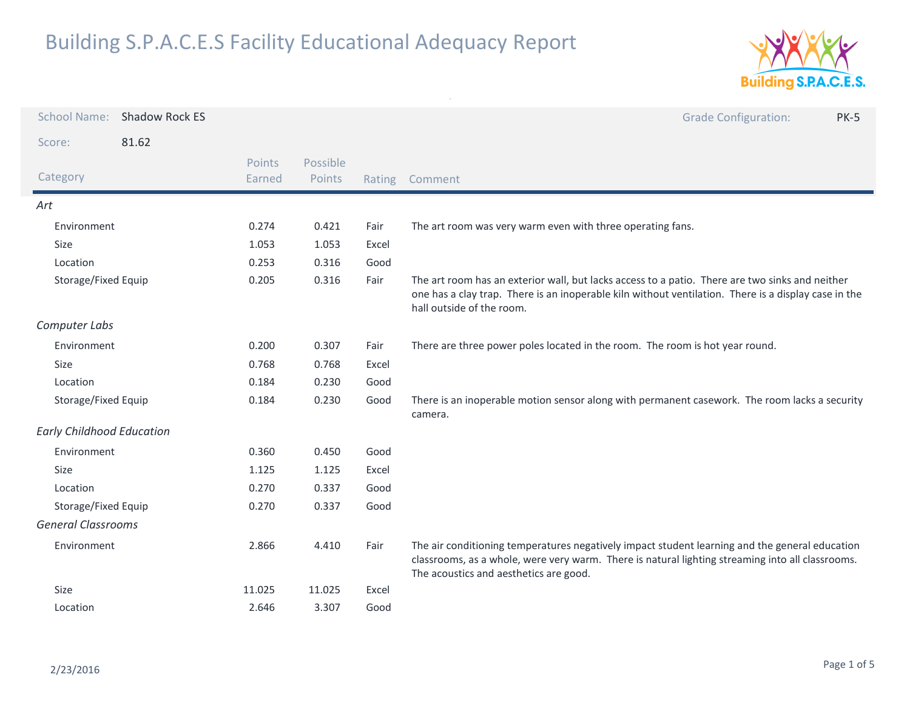# Building S.P.A.C.E.S Facility Educational Adequacy Report

**School Name:** Shadow Rock ES

**Grade Configuration:** PK-5

**Score:** 81.62

| Category | Points Earned | Possible Points | Rating | Comment |
|---|---|---|---|---|
| ***Art*** | | | | |
| Environment | 0.274 | 0.421 | Fair | The art room was very warm even with three operating fans. |
| Size | 1.053 | 1.053 | Excel | |
| Location | 0.253 | 0.316 | Good | |
| Storage/Fixed Equip | 0.205 | 0.316 | Fair | The art room has an exterior wall, but lacks access to a patio. There are two sinks and neither one has a clay trap. There is an inoperable kiln without ventilation. There is a display case in the hall outside of the room. |
| ***Computer Labs*** | | | | |
| Environment | 0.200 | 0.307 | Fair | There are three power poles located in the room. The room is hot year round. |
| Size | 0.768 | 0.768 | Excel | |
| Location | 0.184 | 0.230 | Good | |
| Storage/Fixed Equip | 0.184 | 0.230 | Good | There is an inoperable motion sensor along with permanent casework. The room lacks a security camera. |
| ***Early Childhood Education*** | | | | |
| Environment | 0.360 | 0.450 | Good | |
| Size | 1.125 | 1.125 | Excel | |
| Location | 0.270 | 0.337 | Good | |
| Storage/Fixed Equip | 0.270 | 0.337 | Good | |
| ***General Classrooms*** | | | | |
| Environment | 2.866 | 4.410 | Fair | The air conditioning temperatures negatively impact student learning and the general education classrooms, as a whole, were very warm. There is natural lighting streaming into all classrooms. The acoustics and aesthetics are good. |
| Size | 11.025 | 11.025 | Excel | |
| Location | 2.646 | 3.307 | Good | |

2/23/2016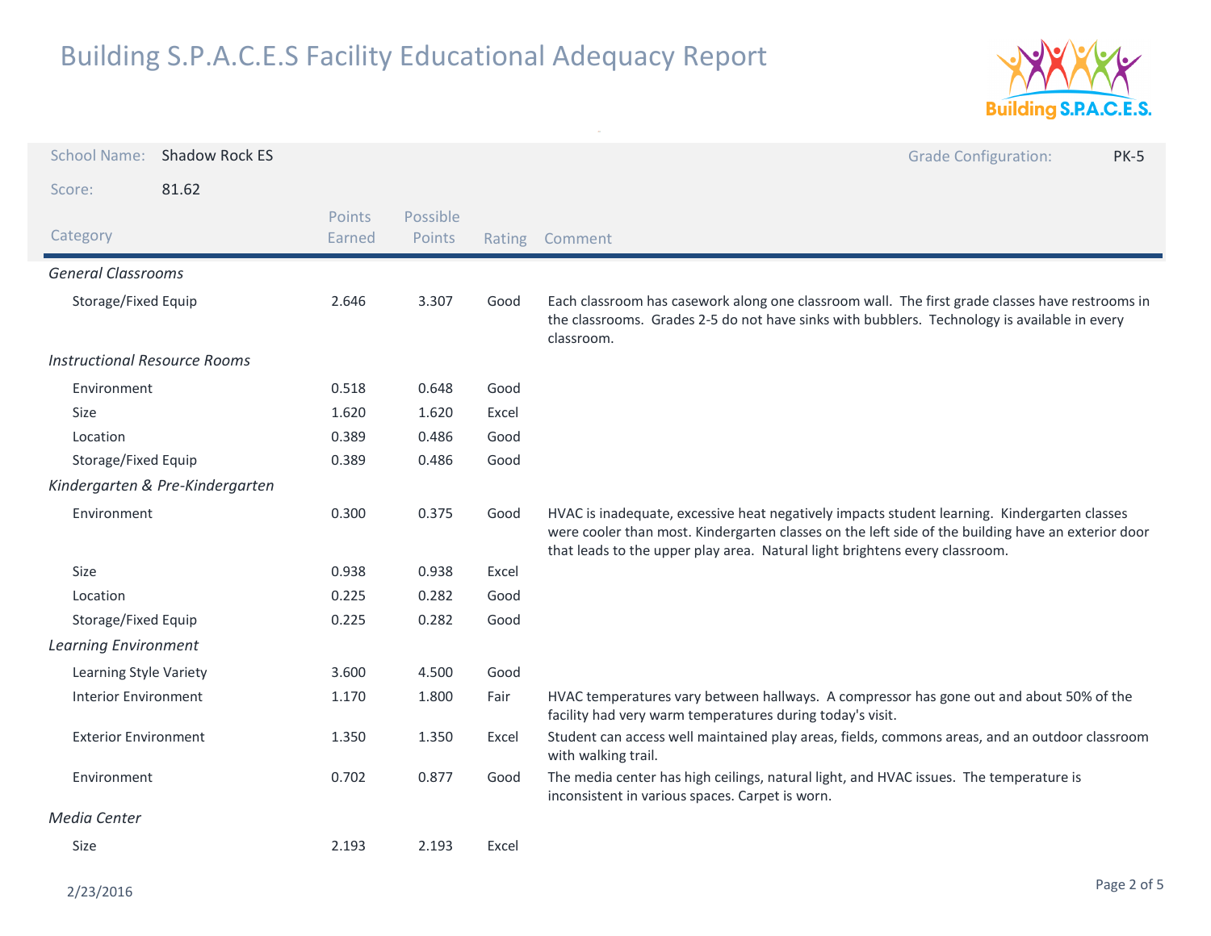# Building S.P.A.C.E.S Facility Educational Adequacy Report

**School Name:** Shadow Rock ES

**Grade Configuration:** PK-5

**Score:** 81.62

| Category | Points Earned | Possible Points | Rating | Comment |
|---|---|---|---|---|
| ***General Classrooms*** | | | | |
| Storage/Fixed Equip | 2.646 | 3.307 | Good | Each classroom has casework along one classroom wall. The first grade classes have restrooms in the classrooms. Grades 2-5 do not have sinks with bubblers. Technology is available in every classroom. |
| ***Instructional Resource Rooms*** | | | | |
| Environment | 0.518 | 0.648 | Good | |
| Size | 1.620 | 1.620 | Excel | |
| Location | 0.389 | 0.486 | Good | |
| Storage/Fixed Equip | 0.389 | 0.486 | Good | |
| ***Kindergarten & Pre-Kindergarten*** | | | | |
| Environment | 0.300 | 0.375 | Good | HVAC is inadequate, excessive heat negatively impacts student learning. Kindergarten classes were cooler than most. Kindergarten classes on the left side of the building have an exterior door that leads to the upper play area. Natural light brightens every classroom. |
| Size | 0.938 | 0.938 | Excel | |
| Location | 0.225 | 0.282 | Good | |
| Storage/Fixed Equip | 0.225 | 0.282 | Good | |
| ***Learning Environment*** | | | | |
| Learning Style Variety | 3.600 | 4.500 | Good | |
| Interior Environment | 1.170 | 1.800 | Fair | HVAC temperatures vary between hallways. A compressor has gone out and about 50% of the facility had very warm temperatures during today's visit. |
| Exterior Environment | 1.350 | 1.350 | Excel | Student can access well maintained play areas, fields, commons areas, and an outdoor classroom with walking trail. |
| Environment | 0.702 | 0.877 | Good | The media center has high ceilings, natural light, and HVAC issues. The temperature is inconsistent in various spaces. Carpet is worn. |
| ***Media Center*** | | | | |
| Size | 2.193 | 2.193 | Excel | |

2/23/2016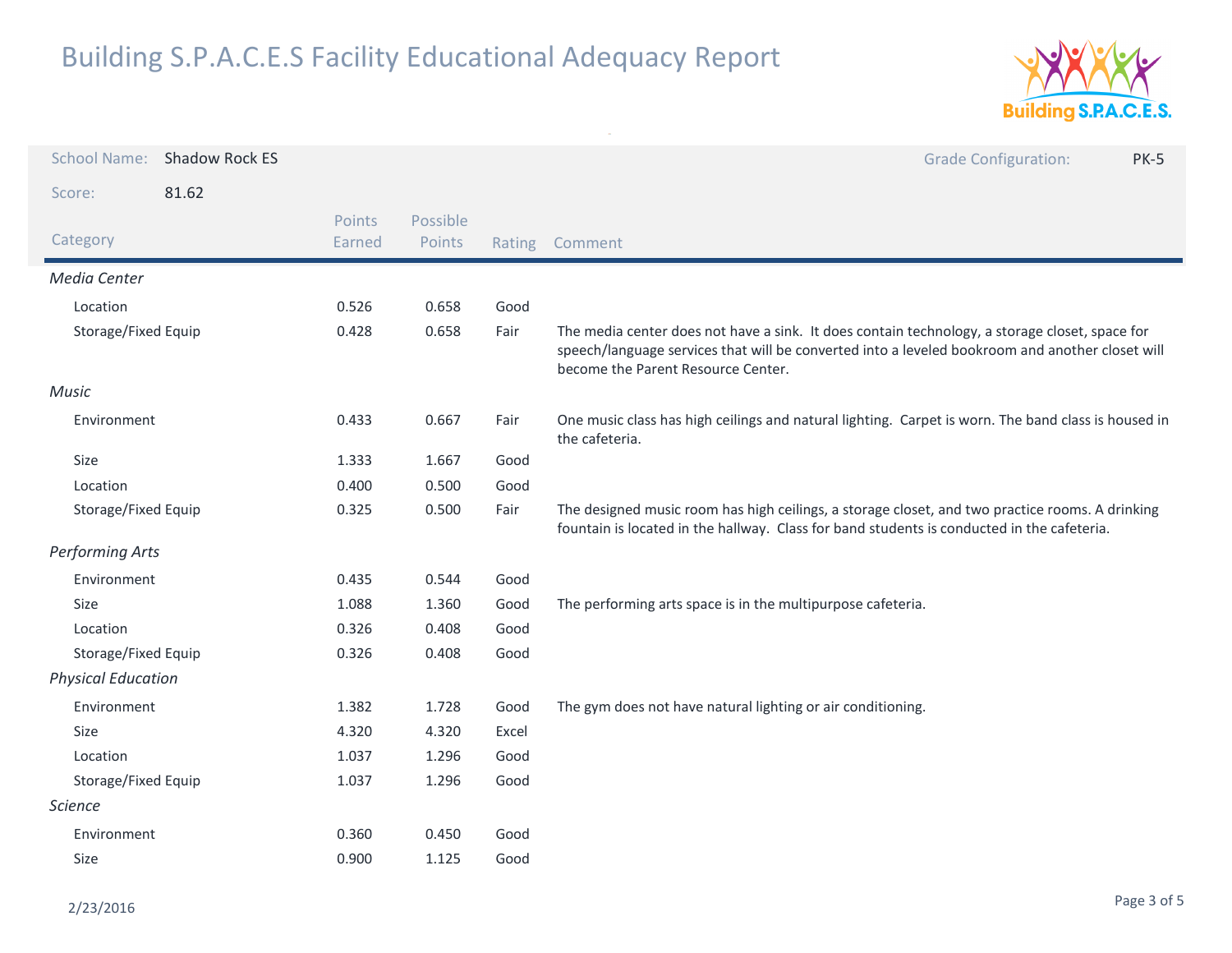# Building S.P.A.C.E.S Facility Educational Adequacy Report

School Name: Shadow Rock ES

Grade Configuration: PK-5

Score: 81.62

| Category | Points Earned | Possible Points | Rating | Comment |
|---|---|---|---|---|
| *Media Center* | | | | |
| Location | 0.526 | 0.658 | Good | |
| Storage/Fixed Equip | 0.428 | 0.658 | Fair | The media center does not have a sink. It does contain technology, a storage closet, space for speech/language services that will be converted into a leveled bookroom and another closet will become the Parent Resource Center. |
| *Music* | | | | |
| Environment | 0.433 | 0.667 | Fair | One music class has high ceilings and natural lighting. Carpet is worn. The band class is housed in the cafeteria. |
| Size | 1.333 | 1.667 | Good | |
| Location | 0.400 | 0.500 | Good | |
| Storage/Fixed Equip | 0.325 | 0.500 | Fair | The designed music room has high ceilings, a storage closet, and two practice rooms. A drinking fountain is located in the hallway. Class for band students is conducted in the cafeteria. |
| *Performing Arts* | | | | |
| Environment | 0.435 | 0.544 | Good | |
| Size | 1.088 | 1.360 | Good | The performing arts space is in the multipurpose cafeteria. |
| Location | 0.326 | 0.408 | Good | |
| Storage/Fixed Equip | 0.326 | 0.408 | Good | |
| *Physical Education* | | | | |
| Environment | 1.382 | 1.728 | Good | The gym does not have natural lighting or air conditioning. |
| Size | 4.320 | 4.320 | Excel | |
| Location | 1.037 | 1.296 | Good | |
| Storage/Fixed Equip | 1.037 | 1.296 | Good | |
| *Science* | | | | |
| Environment | 0.360 | 0.450 | Good | |
| Size | 0.900 | 1.125 | Good | |

2/23/2016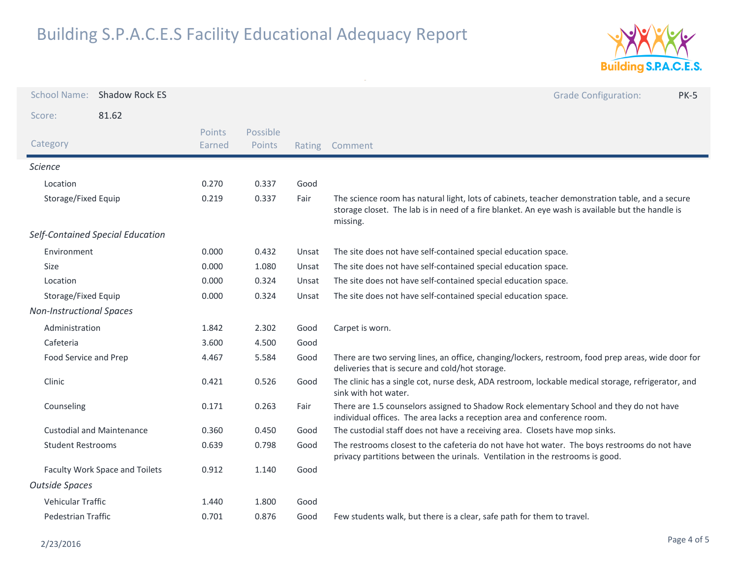# Building S.P.A.C.E.S Facility Educational Adequacy Report

School Name: Shadow Rock ES

Grade Configuration: PK-5

Score: 81.62

| Category | Points Earned | Possible Points | Rating | Comment |
|---|---|---|---|---|
| *Science* | | | | |
| Location | 0.270 | 0.337 | Good | |
| Storage/Fixed Equip | 0.219 | 0.337 | Fair | The science room has natural light, lots of cabinets, teacher demonstration table, and a secure storage closet. The lab is in need of a fire blanket. An eye wash is available but the handle is missing. |
| *Self-Contained Special Education* | | | | |
| Environment | 0.000 | 0.432 | Unsat | The site does not have self-contained special education space. |
| Size | 0.000 | 1.080 | Unsat | The site does not have self-contained special education space. |
| Location | 0.000 | 0.324 | Unsat | The site does not have self-contained special education space. |
| Storage/Fixed Equip | 0.000 | 0.324 | Unsat | The site does not have self-contained special education space. |
| *Non-Instructional Spaces* | | | | |
| Administration | 1.842 | 2.302 | Good | Carpet is worn. |
| Cafeteria | 3.600 | 4.500 | Good | |
| Food Service and Prep | 4.467 | 5.584 | Good | There are two serving lines, an office, changing/lockers, restroom, food prep areas, wide door for deliveries that is secure and cold/hot storage. |
| Clinic | 0.421 | 0.526 | Good | The clinic has a single cot, nurse desk, ADA restroom, lockable medical storage, refrigerator, and sink with hot water. |
| Counseling | 0.171 | 0.263 | Fair | There are 1.5 counselors assigned to Shadow Rock elementary School and they do not have individual offices. The area lacks a reception area and conference room. |
| Custodial and Maintenance | 0.360 | 0.450 | Good | The custodial staff does not have a receiving area. Closets have mop sinks. |
| Student Restrooms | 0.639 | 0.798 | Good | The restrooms closest to the cafeteria do not have hot water. The boys restrooms do not have privacy partitions between the urinals. Ventilation in the restrooms is good. |
| Faculty Work Space and Toilets | 0.912 | 1.140 | Good | |
| *Outside Spaces* | | | | |
| Vehicular Traffic | 1.440 | 1.800 | Good | |
| Pedestrian Traffic | 0.701 | 0.876 | Good | Few students walk, but there is a clear, safe path for them to travel. |

2/23/2016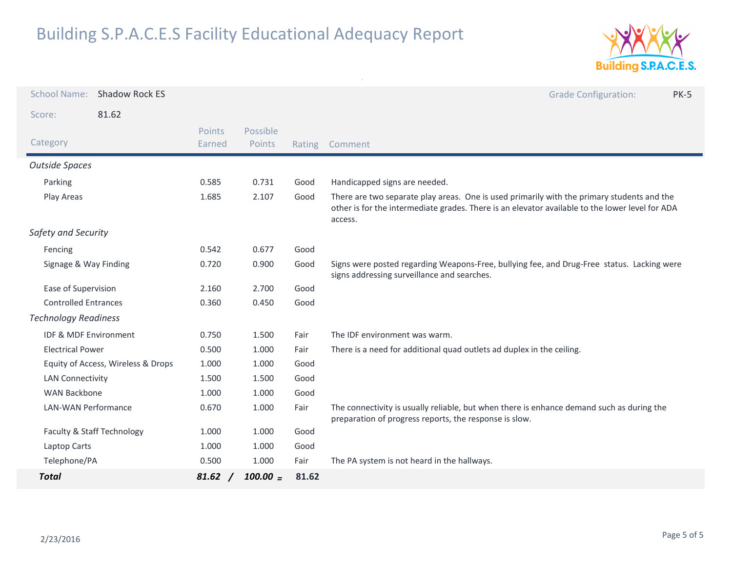# Building S.P.A.C.E.S Facility Educational Adequacy Report

**School Name:** Shadow Rock ES

**Grade Configuration:** PK-5

**Score:** 81.62

| Category | Points Earned | Possible Points | Rating | Comment |
|---|---|---|---|---|
| *Outside Spaces* | | | | |
| Parking | 0.585 | 0.731 | Good | Handicapped signs are needed. |
| Play Areas | 1.685 | 2.107 | Good | There are two separate play areas. One is used primarily with the primary students and the other is for the intermediate grades. There is an elevator available to the lower level for ADA access. |
| *Safety and Security* | | | | |
| Fencing | 0.542 | 0.677 | Good | |
| Signage & Way Finding | 0.720 | 0.900 | Good | Signs were posted regarding Weapons-Free, bullying fee, and Drug-Free status. Lacking were signs addressing surveillance and searches. |
| Ease of Supervision | 2.160 | 2.700 | Good | |
| Controlled Entrances | 0.360 | 0.450 | Good | |
| *Technology Readiness* | | | | |
| IDF & MDF Environment | 0.750 | 1.500 | Fair | The IDF environment was warm. |
| Electrical Power | 0.500 | 1.000 | Fair | There is a need for additional quad outlets ad duplex in the ceiling. |
| Equity of Access, Wireless & Drops | 1.000 | 1.000 | Good | |
| LAN Connectivity | 1.500 | 1.500 | Good | |
| WAN Backbone | 1.000 | 1.000 | Good | |
| LAN-WAN Performance | 0.670 | 1.000 | Fair | The connectivity is usually reliable, but when there is enhance demand such as during the preparation of progress reports, the response is slow. |
| Faculty & Staff Technology | 1.000 | 1.000 | Good | |
| Laptop Carts | 1.000 | 1.000 | Good | |
| Telephone/PA | 0.500 | 1.000 | Fair | The PA system is not heard in the hallways. |
| ***Total*** | ***81.62 /*** | ***100.00 =*** | **81.62** | |

2/23/2016